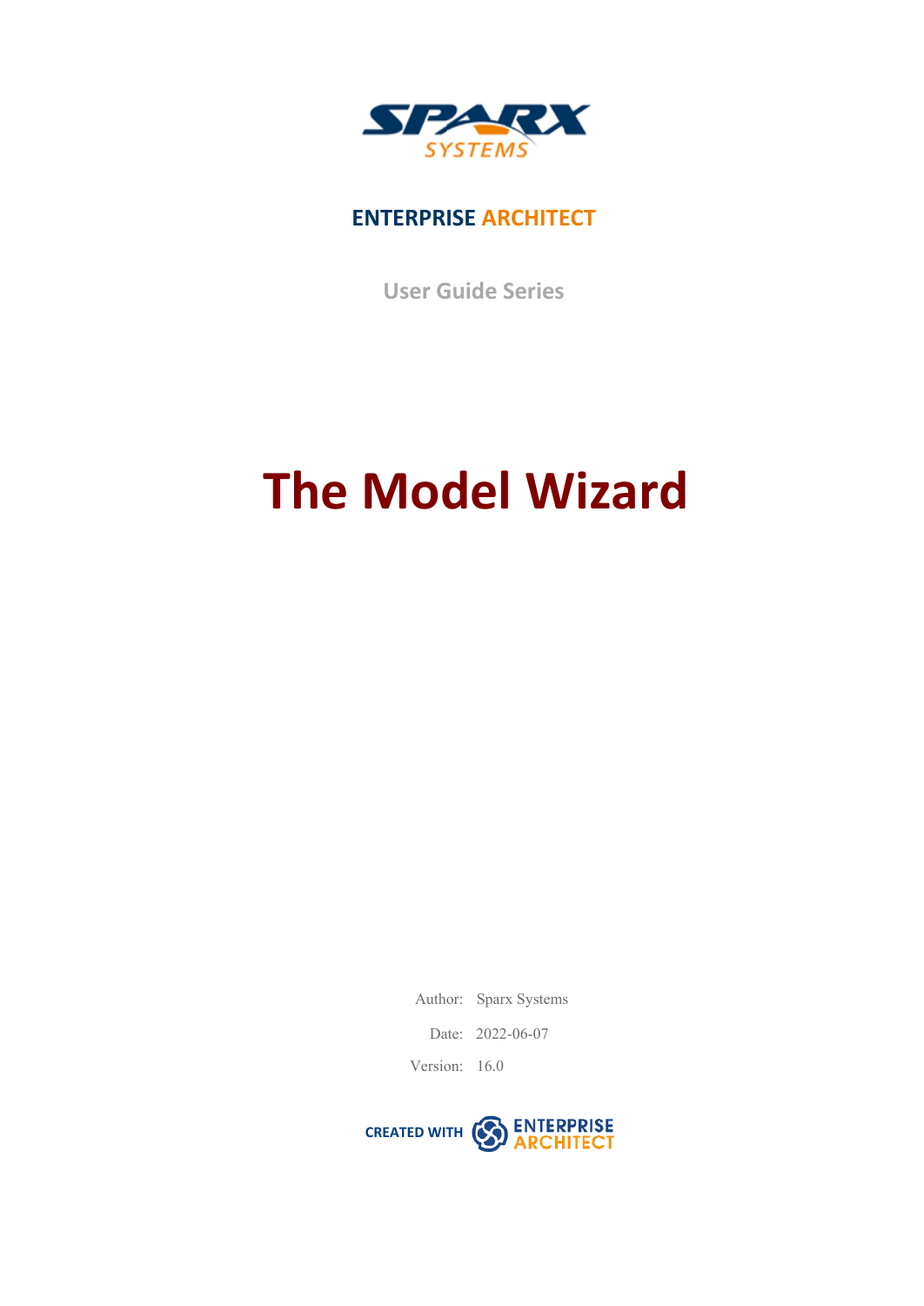SPARX SYSTEMS

ENTERPRISE ARCHITECT

User Guide Series

# The Model Wizard

Author: Sparx Systems

Date: 2022-06-07

Version: 16.0

CREATED WITH ENTERPRISE ARCHITECT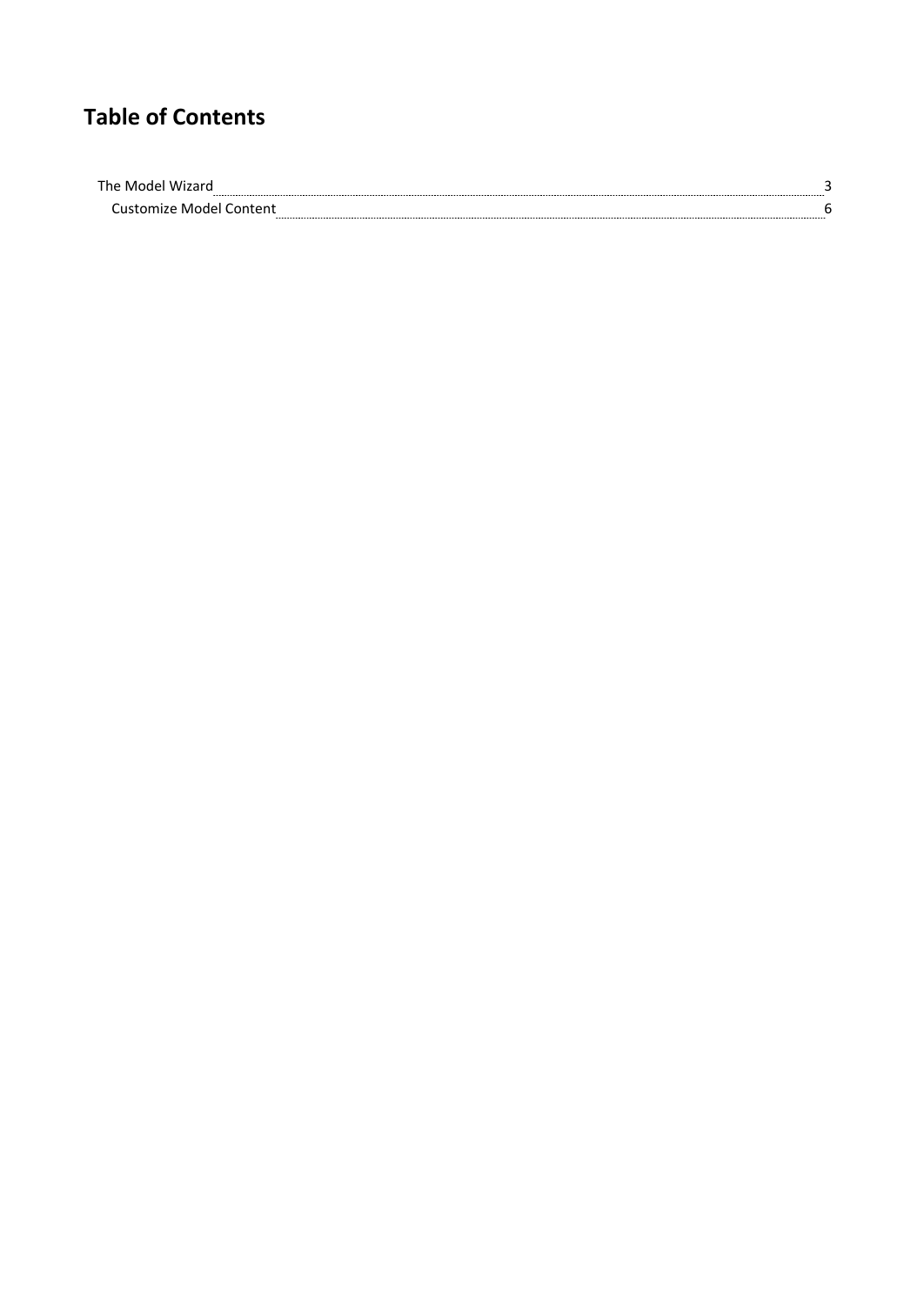# Table of Contents

- The Model Wizard ........ 3
  - Customize Model Content ........ 6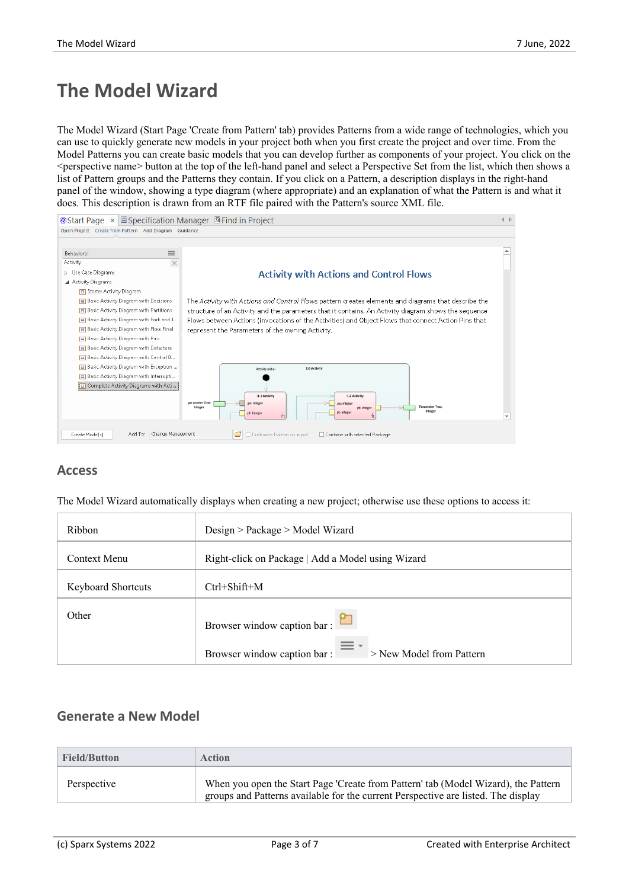# The Model Wizard

The Model Wizard (Start Page 'Create from Pattern' tab) provides Patterns from a wide range of technologies, which you can use to quickly generate new models in your project both when you first create the project and over time. From the Model Patterns you can create basic models that you can develop further as components of your project. You click on the <perspective name> button at the top of the left-hand panel and select a Perspective Set from the list, which then shows a list of Pattern groups and the Patterns they contain. If you click on a Pattern, a description displays in the right-hand panel of the window, showing a type diagram (where appropriate) and an explanation of what the Pattern is and what it does. This description is drawn from an RTF file paired with the Pattern's source XML file.

## Access

The Model Wizard automatically displays when creating a new project; otherwise use these options to access it:

| | |
|---|---|
| Ribbon | Design > Package > Model Wizard |
| Context Menu | Right-click on Package \| Add a Model using Wizard |
| Keyboard Shortcuts | Ctrl+Shift+M |
| Other | Browser window caption bar :<br>Browser window caption bar : > New Model from Pattern |

## Generate a New Model

| Field/Button | Action |
|---|---|
| Perspective | When you open the Start Page 'Create from Pattern' tab (Model Wizard), the Pattern groups and Patterns available for the current Perspective are listed. The display |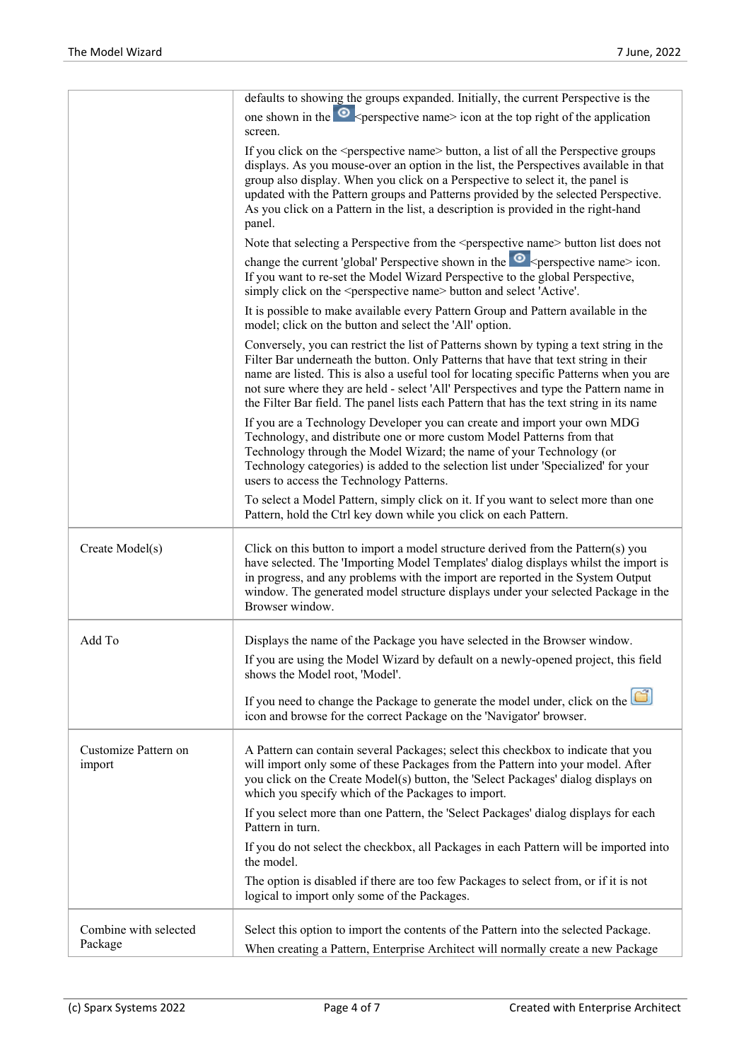| | |
|---|---|
| | defaults to showing the groups expanded. Initially, the current Perspective is the one shown in the <perspective name> icon at the top right of the application screen.<br><br>If you click on the <perspective name> button, a list of all the Perspective groups displays. As you mouse-over an option in the list, the Perspectives available in that group also display. When you click on a Perspective to select it, the panel is updated with the Pattern groups and Patterns provided by the selected Perspective. As you click on a Pattern in the list, a description is provided in the right-hand panel.<br><br>Note that selecting a Perspective from the <perspective name> button list does not change the current 'global' Perspective shown in the <perspective name> icon. If you want to re-set the Model Wizard Perspective to the global Perspective, simply click on the <perspective name> button and select 'Active'.<br><br>It is possible to make available every Pattern Group and Pattern available in the model; click on the button and select the 'All' option.<br><br>Conversely, you can restrict the list of Patterns shown by typing a text string in the Filter Bar underneath the button. Only Patterns that have that text string in their name are listed. This is also a useful tool for locating specific Patterns when you are not sure where they are held - select 'All' Perspectives and type the Pattern name in the Filter Bar field. The panel lists each Pattern that has the text string in its name<br><br>If you are a Technology Developer you can create and import your own MDG Technology, and distribute one or more custom Model Patterns from that Technology through the Model Wizard; the name of your Technology (or Technology categories) is added to the selection list under 'Specialized' for your users to access the Technology Patterns.<br><br>To select a Model Pattern, simply click on it. If you want to select more than one Pattern, hold the Ctrl key down while you click on each Pattern. |
| Create Model(s) | Click on this button to import a model structure derived from the Pattern(s) you have selected. The 'Importing Model Templates' dialog displays whilst the import is in progress, and any problems with the import are reported in the System Output window. The generated model structure displays under your selected Package in the Browser window. |
| Add To | Displays the name of the Package you have selected in the Browser window.<br><br>If you are using the Model Wizard by default on a newly-opened project, this field shows the Model root, 'Model'.<br><br>If you need to change the Package to generate the model under, click on the icon and browse for the correct Package on the 'Navigator' browser. |
| Customize Pattern on import | A Pattern can contain several Packages; select this checkbox to indicate that you will import only some of these Packages from the Pattern into your model. After you click on the Create Model(s) button, the 'Select Packages' dialog displays on which you specify which of the Packages to import.<br><br>If you select more than one Pattern, the 'Select Packages' dialog displays for each Pattern in turn.<br><br>If you do not select the checkbox, all Packages in each Pattern will be imported into the model.<br><br>The option is disabled if there are too few Packages to select from, or if it is not logical to import only some of the Packages. |
| Combine with selected Package | Select this option to import the contents of the Pattern into the selected Package.<br><br>When creating a Pattern, Enterprise Architect will normally create a new Package |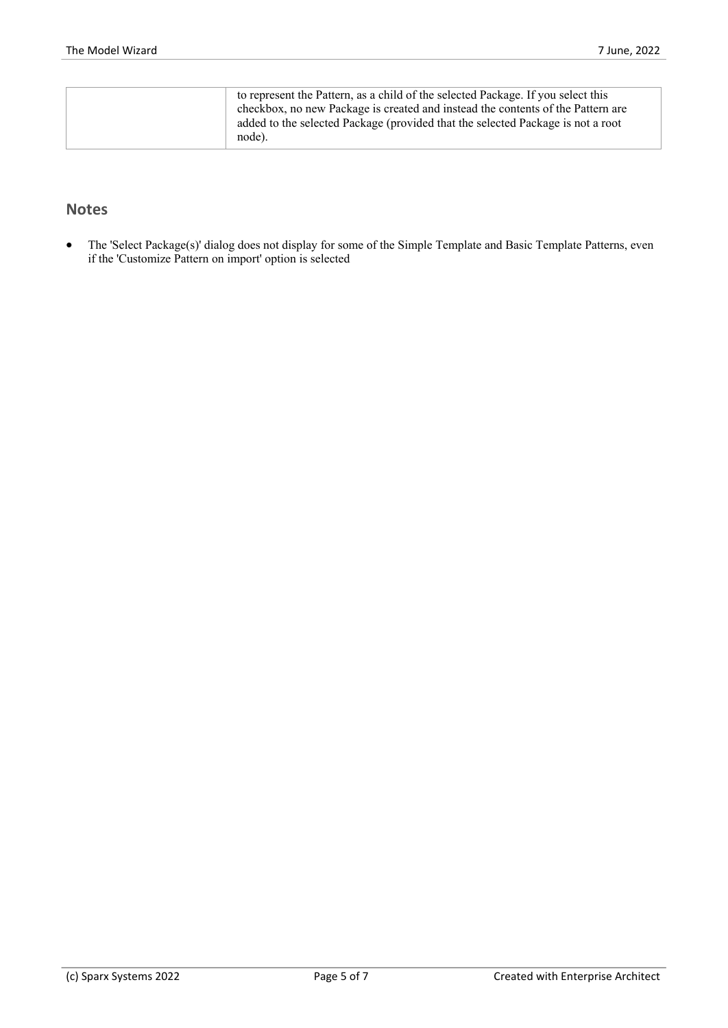|  | to represent the Pattern, as a child of the selected Package. If you select this checkbox, no new Package is created and instead the contents of the Pattern are added to the selected Package (provided that the selected Package is not a root node). |
| --- | --- |

## Notes

- The 'Select Package(s)' dialog does not display for some of the Simple Template and Basic Template Patterns, even if the 'Customize Pattern on import' option is selected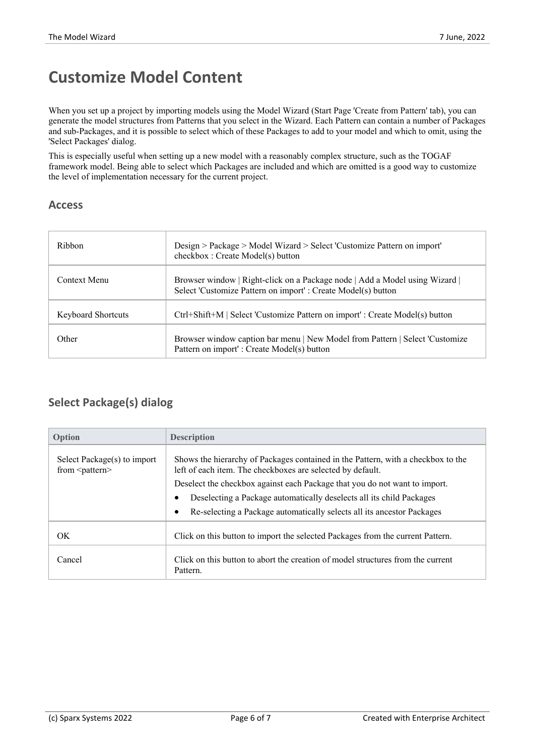# Customize Model Content

When you set up a project by importing models using the Model Wizard (Start Page 'Create from Pattern' tab), you can generate the model structures from Patterns that you select in the Wizard. Each Pattern can contain a number of Packages and sub-Packages, and it is possible to select which of these Packages to add to your model and which to omit, using the 'Select Packages' dialog.

This is especially useful when setting up a new model with a reasonably complex structure, such as the TOGAF framework model. Being able to select which Packages are included and which are omitted is a good way to customize the level of implementation necessary for the current project.

## Access

| | |
|---|---|
| Ribbon | Design > Package > Model Wizard > Select 'Customize Pattern on import' checkbox : Create Model(s) button |
| Context Menu | Browser window \| Right-click on a Package node \| Add a Model using Wizard \| Select 'Customize Pattern on import' : Create Model(s) button |
| Keyboard Shortcuts | Ctrl+Shift+M \| Select 'Customize Pattern on import' : Create Model(s) button |
| Other | Browser window caption bar menu \| New Model from Pattern \| Select 'Customize Pattern on import' : Create Model(s) button |

## Select Package(s) dialog

| Option | Description |
|---|---|
| Select Package(s) to import from <pattern> | Shows the hierarchy of Packages contained in the Pattern, with a checkbox to the left of each item. The checkboxes are selected by default.<br>Deselect the checkbox against each Package that you do not want to import.<br>• Deselecting a Package automatically deselects all its child Packages<br>• Re-selecting a Package automatically selects all its ancestor Packages |
| OK | Click on this button to import the selected Packages from the current Pattern. |
| Cancel | Click on this button to abort the creation of model structures from the current Pattern. |